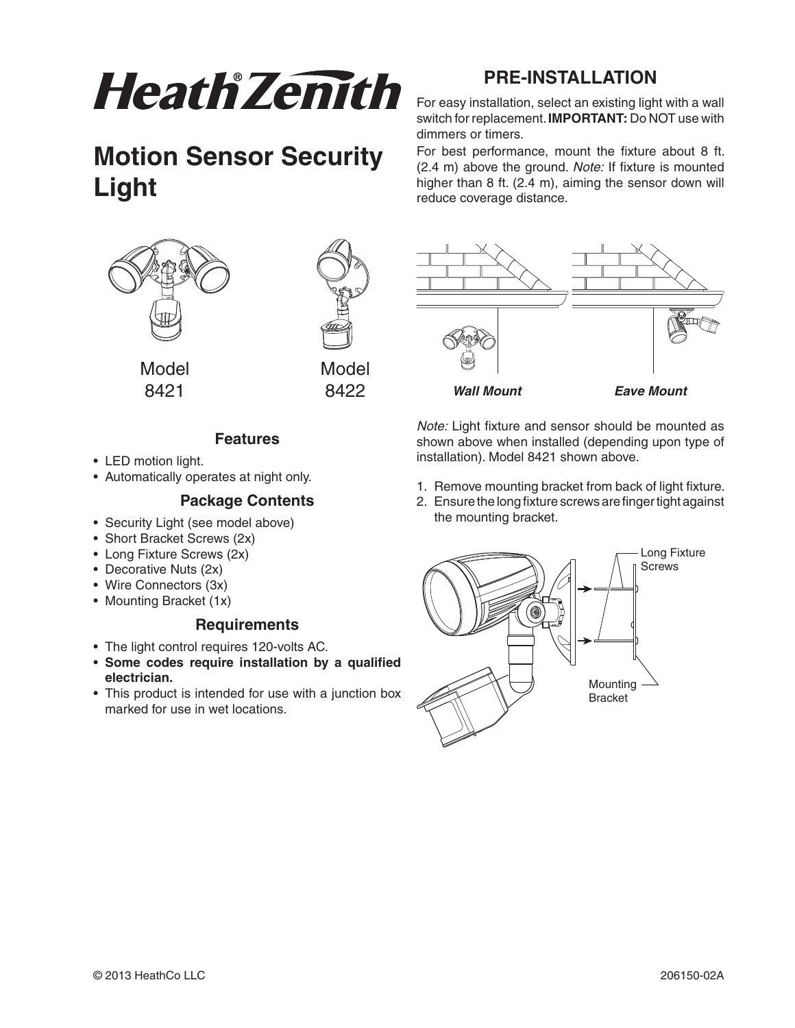# HeathZenith®

# Motion Sensor Security Light

Model 8421

Model 8422

### Features

- LED motion light.
- Automatically operates at night only.

### Package Contents

- Security Light (see model above)
- Short Bracket Screws (2x)
- Long Fixture Screws (2x)
- Decorative Nuts (2x)
- Wire Connectors (3x)
- Mounting Bracket (1x)

### Requirements

- The light control requires 120-volts AC.
- **Some codes require installation by a qualified electrician.**
- This product is intended for use with a junction box marked for use in wet locations.

## PRE-INSTALLATION

For easy installation, select an existing light with a wall switch for replacement. **IMPORTANT:** Do NOT use with dimmers or timers.

For best performance, mount the fixture about 8 ft. (2.4 m) above the ground. *Note:* If fixture is mounted higher than 8 ft. (2.4 m), aiming the sensor down will reduce coverage distance.

***Wall Mount*** ***Eave Mount***

*Note:* Light fixture and sensor should be mounted as shown above when installed (depending upon type of installation). Model 8421 shown above.

1. Remove mounting bracket from back of light fixture.
2. Ensure the long fixture screws are finger tight against the mounting bracket.

Long Fixture Screws

Mounting Bracket

© 2013 HeathCo LLC 206150-02A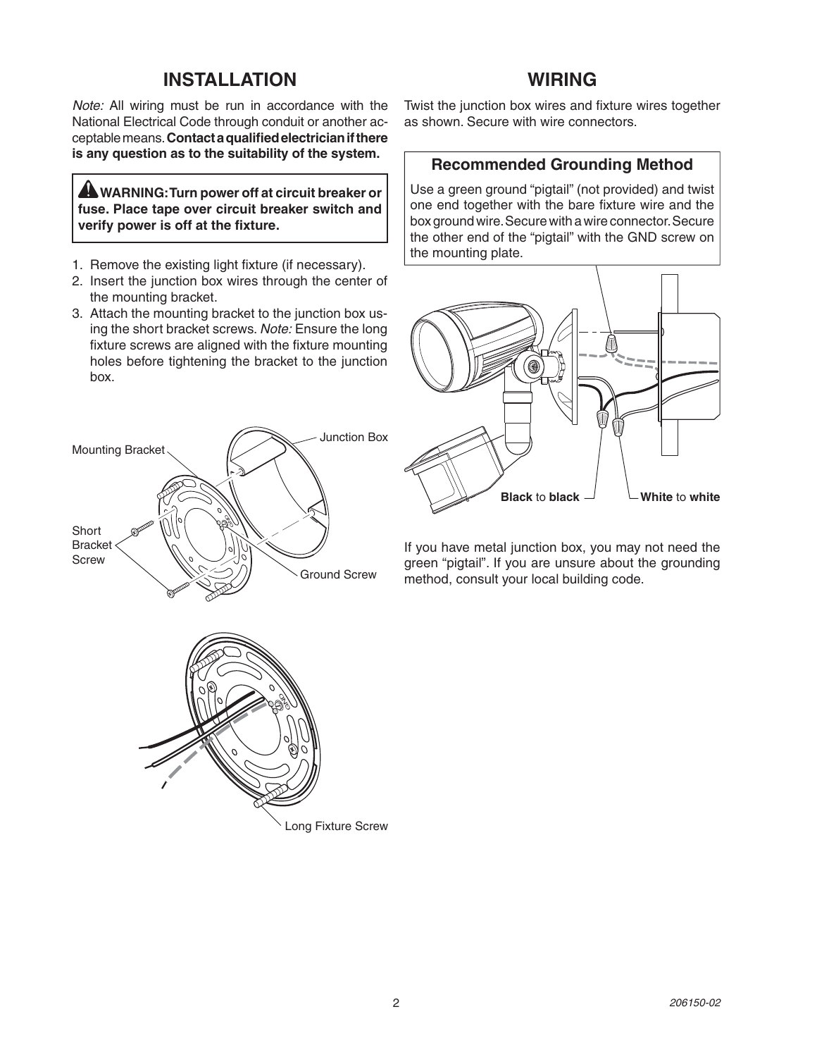# INSTALLATION

*Note:* All wiring must be run in accordance with the National Electrical Code through conduit or another acceptable means. **Contact a qualified electrician if there is any question as to the suitability of the system.**

> ⚠ **WARNING: Turn power off at circuit breaker or fuse. Place tape over circuit breaker switch and verify power is off at the fixture.**

1. Remove the existing light fixture (if necessary).
2. Insert the junction box wires through the center of the mounting bracket.
3. Attach the mounting bracket to the junction box using the short bracket screws. *Note:* Ensure the long fixture screws are aligned with the fixture mounting holes before tightening the bracket to the junction box.

Mounting Bracket

Junction Box

Short Bracket Screw

Ground Screw

Long Fixture Screw

# WIRING

Twist the junction box wires and fixture wires together as shown. Secure with wire connectors.

### Recommended Grounding Method

Use a green ground "pigtail" (not provided) and twist one end together with the bare fixture wire and the box ground wire. Secure with a wire connector. Secure the other end of the "pigtail" with the GND screw on the mounting plate.

**Black** to **black**

**White** to **white**

If you have metal junction box, you may not need the green "pigtail". If you are unsure about the grounding method, consult your local building code.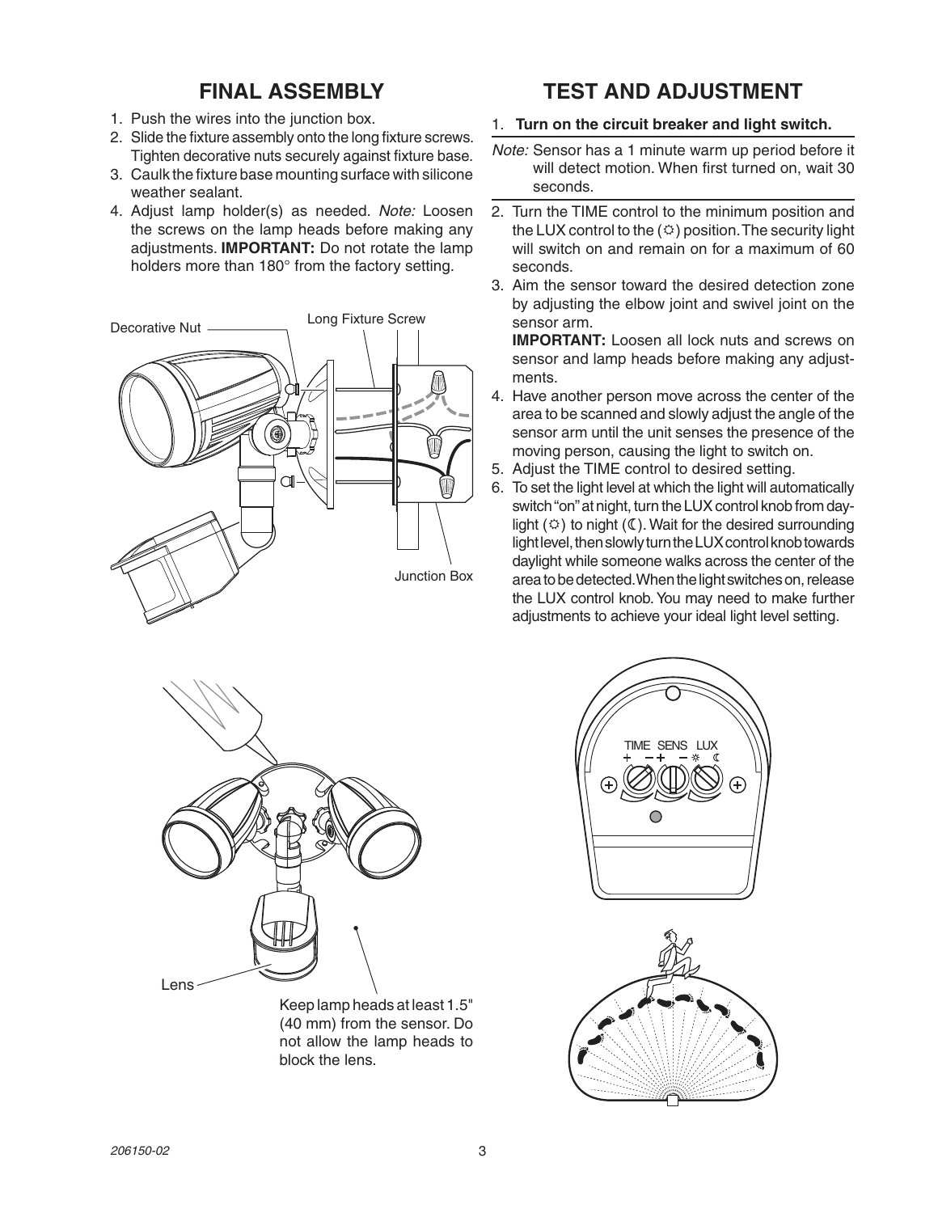## FINAL ASSEMBLY

1. Push the wires into the junction box.
2. Slide the fixture assembly onto the long fixture screws. Tighten decorative nuts securely against fixture base.
3. Caulk the fixture base mounting surface with silicone weather sealant.
4. Adjust lamp holder(s) as needed. *Note:* Loosen the screws on the lamp heads before making any adjustments. **IMPORTANT:** Do not rotate the lamp holders more than 180° from the factory setting.

Decorative Nut

Long Fixture Screw

Junction Box

Lens

Keep lamp heads at least 1.5" (40 mm) from the sensor. Do not allow the lamp heads to block the lens.

## TEST AND ADJUSTMENT

1. **Turn on the circuit breaker and light switch.**

*Note:* Sensor has a 1 minute warm up period before it will detect motion. When first turned on, wait 30 seconds.

2. Turn the TIME control to the minimum position and the LUX control to the (☼) position. The security light will switch on and remain on for a maximum of 60 seconds.
3. Aim the sensor toward the desired detection zone by adjusting the elbow joint and swivel joint on the sensor arm.
   **IMPORTANT:** Loosen all lock nuts and screws on sensor and lamp heads before making any adjustments.
4. Have another person move across the center of the area to be scanned and slowly adjust the angle of the sensor arm until the unit senses the presence of the moving person, causing the light to switch on.
5. Adjust the TIME control to desired setting.
6. To set the light level at which the light will automatically switch "on" at night, turn the LUX control knob from daylight (☼) to night (☾). Wait for the desired surrounding light level, then slowly turn the LUX control knob towards daylight while someone walks across the center of the area to be detected. When the light switches on, release the LUX control knob. You may need to make further adjustments to achieve your ideal light level setting.

TIME SENS LUX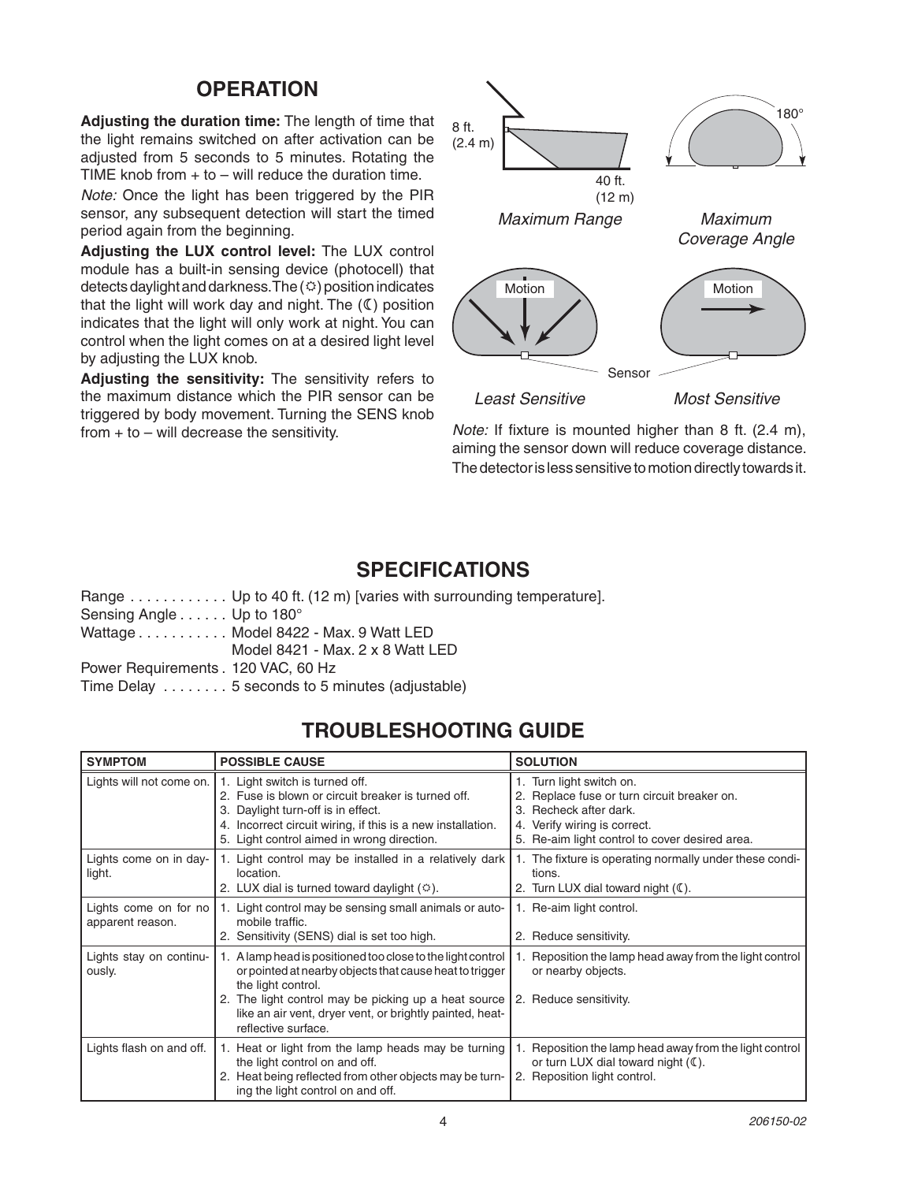## OPERATION

**Adjusting the duration time:** The length of time that the light remains switched on after activation can be adjusted from 5 seconds to 5 minutes. Rotating the TIME knob from + to – will reduce the duration time.

*Note:* Once the light has been triggered by the PIR sensor, any subsequent detection will start the timed period again from the beginning.

**Adjusting the LUX control level:** The LUX control module has a built-in sensing device (photocell) that detects daylight and darkness. The (☼) position indicates that the light will work day and night. The (☾) position indicates that the light will only work at night. You can control when the light comes on at a desired light level by adjusting the LUX knob.

**Adjusting the sensitivity:** The sensitivity refers to the maximum distance which the PIR sensor can be triggered by body movement. Turning the SENS knob from + to – will decrease the sensitivity.

8 ft. (2.4 m)

40 ft. (12 m)

*Maximum Range*

180°

*Maximum Coverage Angle*

Motion

Motion

Sensor

*Least Sensitive*

*Most Sensitive*

*Note:* If fixture is mounted higher than 8 ft. (2.4 m), aiming the sensor down will reduce coverage distance. The detector is less sensitive to motion directly towards it.

## SPECIFICATIONS

Range . . . . . . . . . . . . Up to 40 ft. (12 m) [varies with surrounding temperature].
Sensing Angle . . . . . . Up to 180°
Wattage . . . . . . . . . . . Model 8422 - Max. 9 Watt LED
Model 8421 - Max. 2 x 8 Watt LED
Power Requirements . 120 VAC, 60 Hz
Time Delay . . . . . . . . 5 seconds to 5 minutes (adjustable)

## TROUBLESHOOTING GUIDE

| SYMPTOM | POSSIBLE CAUSE | SOLUTION |
|---|---|---|
| Lights will not come on. | 1. Light switch is turned off.<br>2. Fuse is blown or circuit breaker is turned off.<br>3. Daylight turn-off is in effect.<br>4. Incorrect circuit wiring, if this is a new installation.<br>5. Light control aimed in wrong direction. | 1. Turn light switch on.<br>2. Replace fuse or turn circuit breaker on.<br>3. Recheck after dark.<br>4. Verify wiring is correct.<br>5. Re-aim light control to cover desired area. |
| Lights come on in daylight. | 1. Light control may be installed in a relatively dark location.<br>2. LUX dial is turned toward daylight (☼). | 1. The fixture is operating normally under these conditions.<br>2. Turn LUX dial toward night (☾). |
| Lights come on for no apparent reason. | 1. Light control may be sensing small animals or automobile traffic.<br>2. Sensitivity (SENS) dial is set too high. | 1. Re-aim light control.<br>2. Reduce sensitivity. |
| Lights stay on continuously. | 1. A lamp head is positioned too close to the light control or pointed at nearby objects that cause heat to trigger the light control.<br>2. The light control may be picking up a heat source like an air vent, dryer vent, or brightly painted, heat-reflective surface. | 1. Reposition the lamp head away from the light control or nearby objects.<br>2. Reduce sensitivity. |
| Lights flash on and off. | 1. Heat or light from the lamp heads may be turning the light control on and off.<br>2. Heat being reflected from other objects may be turning the light control on and off. | 1. Reposition the lamp head away from the light control or turn LUX dial toward night (☾).<br>2. Reposition light control. |

206150-02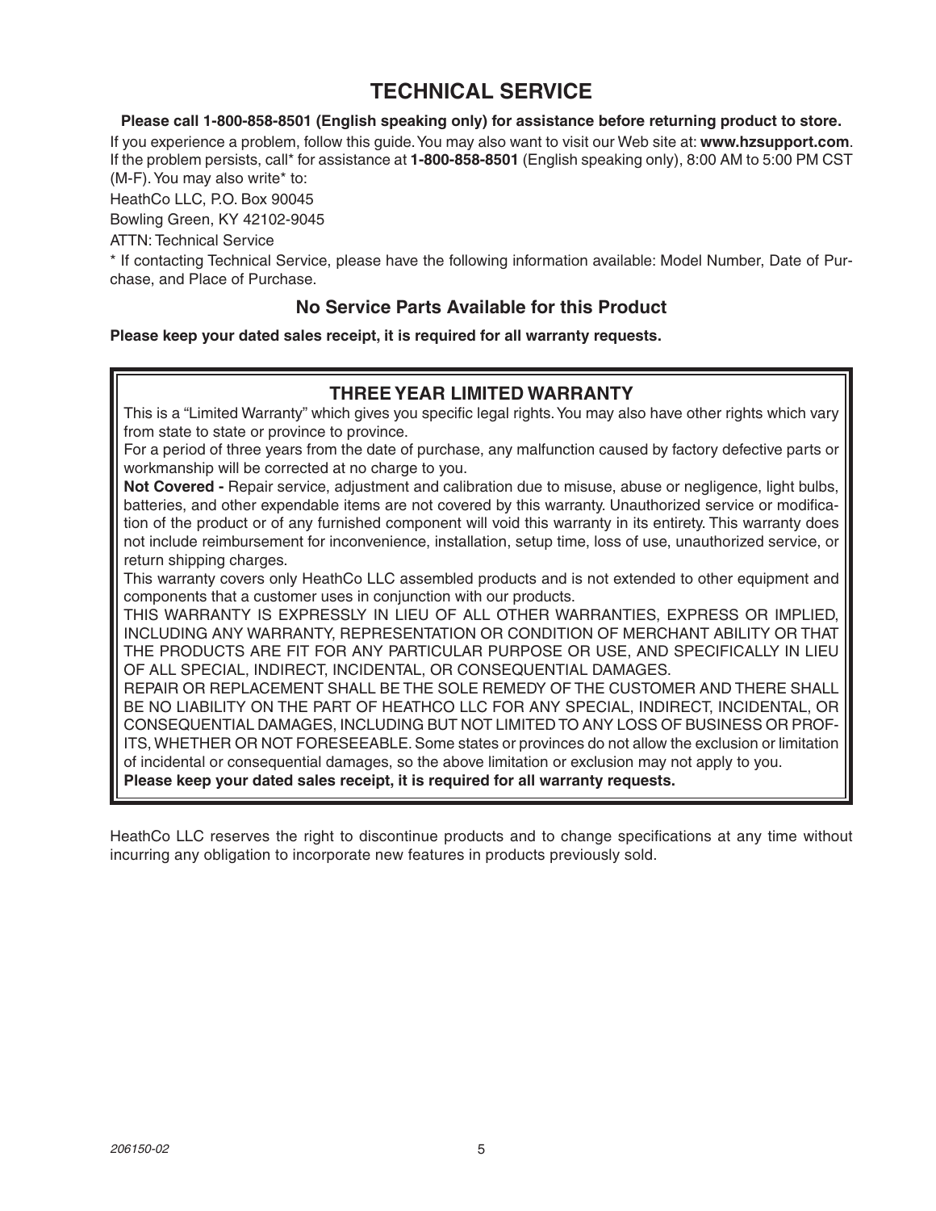# TECHNICAL SERVICE

**Please call 1-800-858-8501 (English speaking only) for assistance before returning product to store.**

If you experience a problem, follow this guide. You may also want to visit our Web site at: **www.hzsupport.com**. If the problem persists, call* for assistance at **1-800-858-8501** (English speaking only), 8:00 AM to 5:00 PM CST (M-F). You may also write* to:

HeathCo LLC, P.O. Box 90045

Bowling Green, KY 42102-9045

ATTN: Technical Service

* If contacting Technical Service, please have the following information available: Model Number, Date of Purchase, and Place of Purchase.

## No Service Parts Available for this Product

**Please keep your dated sales receipt, it is required for all warranty requests.**

## THREE YEAR LIMITED WARRANTY

This is a "Limited Warranty" which gives you specific legal rights. You may also have other rights which vary from state to state or province to province.

For a period of three years from the date of purchase, any malfunction caused by factory defective parts or workmanship will be corrected at no charge to you.

**Not Covered -** Repair service, adjustment and calibration due to misuse, abuse or negligence, light bulbs, batteries, and other expendable items are not covered by this warranty. Unauthorized service or modification of the product or of any furnished component will void this warranty in its entirety. This warranty does not include reimbursement for inconvenience, installation, setup time, loss of use, unauthorized service, or return shipping charges.

This warranty covers only HeathCo LLC assembled products and is not extended to other equipment and components that a customer uses in conjunction with our products.

THIS WARRANTY IS EXPRESSLY IN LIEU OF ALL OTHER WARRANTIES, EXPRESS OR IMPLIED, INCLUDING ANY WARRANTY, REPRESENTATION OR CONDITION OF MERCHANT ABILITY OR THAT THE PRODUCTS ARE FIT FOR ANY PARTICULAR PURPOSE OR USE, AND SPECIFICALLY IN LIEU OF ALL SPECIAL, INDIRECT, INCIDENTAL, OR CONSEQUENTIAL DAMAGES.

REPAIR OR REPLACEMENT SHALL BE THE SOLE REMEDY OF THE CUSTOMER AND THERE SHALL BE NO LIABILITY ON THE PART OF HEATHCO LLC FOR ANY SPECIAL, INDIRECT, INCIDENTAL, OR CONSEQUENTIAL DAMAGES, INCLUDING BUT NOT LIMITED TO ANY LOSS OF BUSINESS OR PROFITS, WHETHER OR NOT FORESEEABLE. Some states or provinces do not allow the exclusion or limitation of incidental or consequential damages, so the above limitation or exclusion may not apply to you.

**Please keep your dated sales receipt, it is required for all warranty requests.**

HeathCo LLC reserves the right to discontinue products and to change specifications at any time without incurring any obligation to incorporate new features in products previously sold.

*206150-02*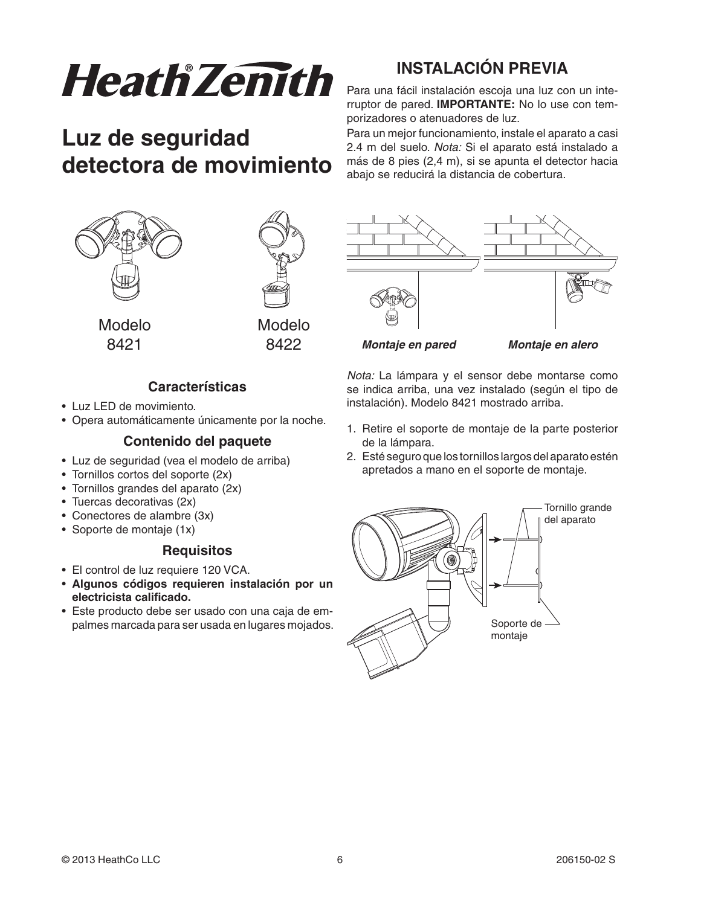# Luz de seguridad detectora de movimiento

Modelo 8421

Modelo 8422

## Características

- Luz LED de movimiento.
- Opera automáticamente únicamente por la noche.

## Contenido del paquete

- Luz de seguridad (vea el modelo de arriba)
- Tornillos cortos del soporte (2x)
- Tornillos grandes del aparato (2x)
- Tuercas decorativas (2x)
- Conectores de alambre (3x)
- Soporte de montaje (1x)

## Requisitos

- El control de luz requiere 120 VCA.
- **Algunos códigos requieren instalación por un electricista calificado.**
- Este producto debe ser usado con una caja de empalmes marcada para ser usada en lugares mojados.

## INSTALACIÓN PREVIA

Para una fácil instalación escoja una luz con un interruptor de pared. **IMPORTANTE:** No lo use con temporizadores o atenuadores de luz.

Para un mejor funcionamiento, instale el aparato a casi 2.4 m del suelo. *Nota:* Si el aparato está instalado a más de 8 pies (2,4 m), si se apunta el detector hacia abajo se reducirá la distancia de cobertura.

***Montaje en pared*** ***Montaje en alero***

*Nota:* La lámpara y el sensor debe montarse como se indica arriba, una vez instalado (según el tipo de instalación). Modelo 8421 mostrado arriba.

1. Retire el soporte de montaje de la parte posterior de la lámpara.
2. Esté seguro que los tornillos largos del aparato estén apretados a mano en el soporte de montaje.

Tornillo grande del aparato

Soporte de montaje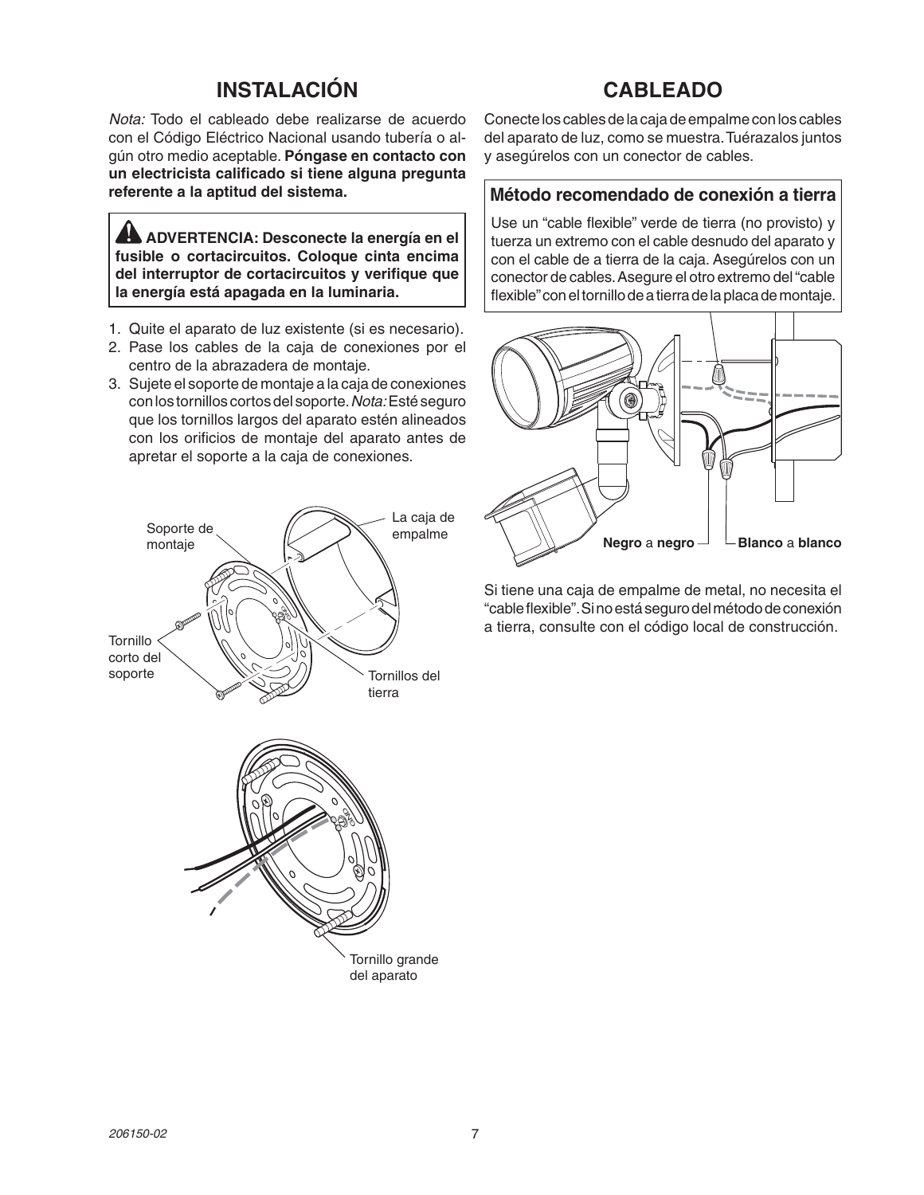## INSTALACIÓN

*Nota:* Todo el cableado debe realizarse de acuerdo con el Código Eléctrico Nacional usando tubería o algún otro medio aceptable. **Póngase en contacto con un electricista calificado si tiene alguna pregunta referente a la aptitud del sistema.**

> ⚠ **ADVERTENCIA: Desconecte la energía en el fusible o cortacircuitos. Coloque cinta encima del interruptor de cortacircuitos y verifique que la energía está apagada en la luminaria.**

1. Quite el aparato de luz existente (si es necesario).
2. Pase los cables de la caja de conexiones por el centro de la abrazadera de montaje.
3. Sujete el soporte de montaje a la caja de conexiones con los tornillos cortos del soporte. *Nota:* Esté seguro que los tornillos largos del aparato estén alineados con los orificios de montaje del aparato antes de apretar el soporte a la caja de conexiones.

Soporte de montaje

La caja de empalme

Tornillo corto del soporte

Tornillos del tierra

Tornillo grande del aparato

## CABLEADO

Conecte los cables de la caja de empalme con los cables del aparato de luz, como se muestra. Tuérazalos juntos y asegúrelos con un conector de cables.

### Método recomendado de conexión a tierra

Use un "cable flexible" verde de tierra (no provisto) y tuerza un extremo con el cable desnudo del aparato y con el cable de a tierra de la caja. Asegúrelos con un conector de cables. Asegure el otro extremo del "cable flexible" con el tornillo de a tierra de la placa de montaje.

**Negro** a **negro**

**Blanco** a **blanco**

Si tiene una caja de empalme de metal, no necesita el "cable flexible". Si no está seguro del método de conexión a tierra, consulte con el código local de construcción.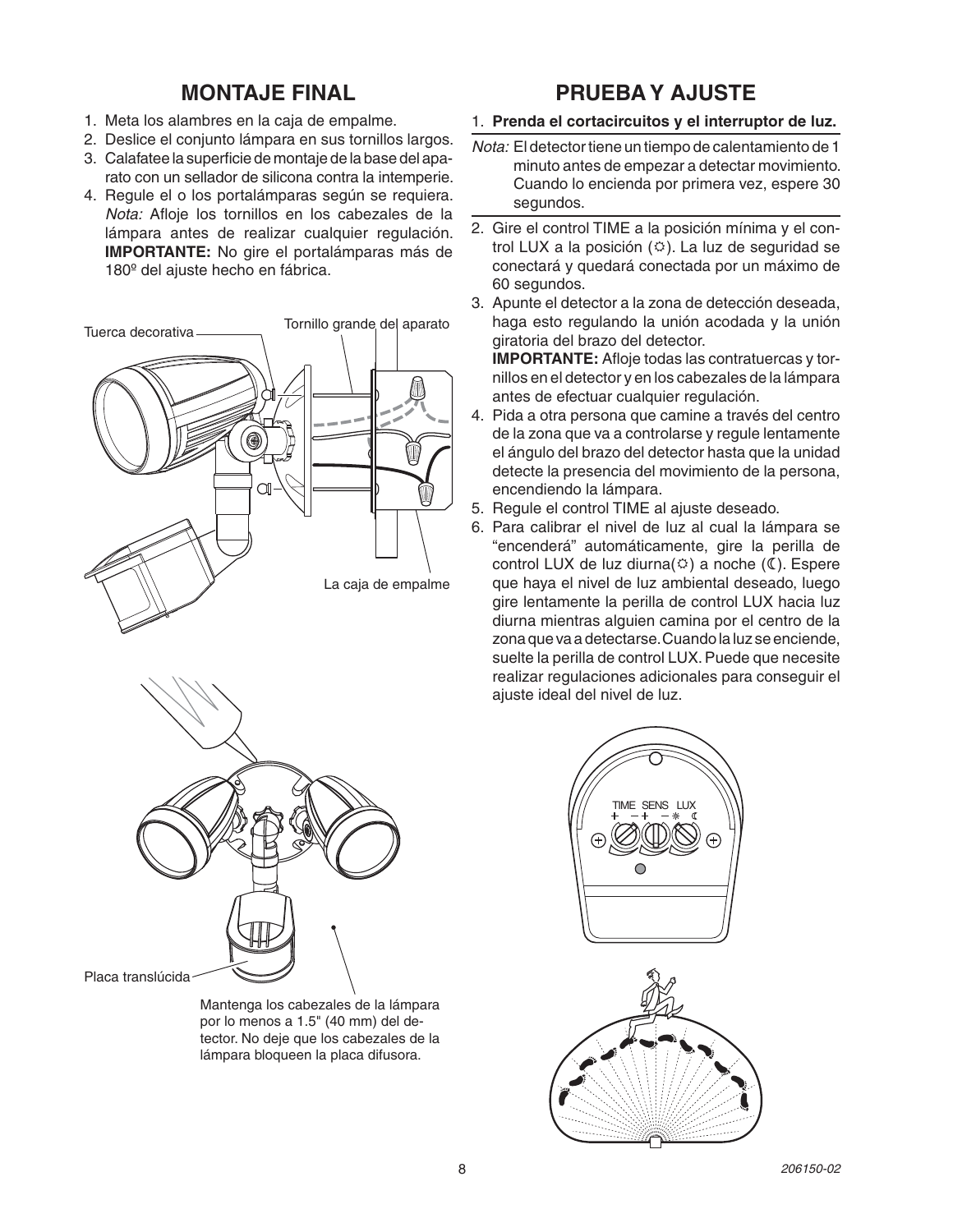## MONTAJE FINAL

1. Meta los alambres en la caja de empalme.
2. Deslice el conjunto lámpara en sus tornillos largos.
3. Calafatee la superficie de montaje de la base del aparato con un sellador de silicona contra la intemperie.
4. Regule el o los portalámparas según se requiera. *Nota:* Afloje los tornillos en los cabezales de la lámpara antes de realizar cualquier regulación. **IMPORTANTE:** No gire el portalámparas más de 180º del ajuste hecho en fábrica.

Tuerca decorativa

Tornillo grande del aparato

La caja de empalme

Placa translúcida

Mantenga los cabezales de la lámpara por lo menos a 1.5" (40 mm) del detector. No deje que los cabezales de la lámpara bloqueen la placa difusora.

## PRUEBA Y AJUSTE

1. **Prenda el cortacircuitos y el interruptor de luz.**

*Nota:* El detector tiene un tiempo de calentamiento de 1 minuto antes de empezar a detectar movimiento. Cuando lo encienda por primera vez, espere 30 segundos.

2. Gire el control TIME a la posición mínima y el control LUX a la posición (☼). La luz de seguridad se conectará y quedará conectada por un máximo de 60 segundos.
3. Apunte el detector a la zona de detección deseada, haga esto regulando la unión acodada y la unión giratoria del brazo del detector.
   **IMPORTANTE:** Afloje todas las contratuercas y tornillos en el detector y en los cabezales de la lámpara antes de efectuar cualquier regulación.
4. Pida a otra persona que camine a través del centro de la zona que va a controlarse y regule lentamente el ángulo del brazo del detector hasta que la unidad detecte la presencia del movimiento de la persona, encendiendo la lámpara.
5. Regule el control TIME al ajuste deseado.
6. Para calibrar el nivel de luz al cual la lámpara se "encenderá" automáticamente, gire la perilla de control LUX de luz diurna(☼) a noche (☾). Espere que haya el nivel de luz ambiental deseado, luego gire lentamente la perilla de control LUX hacia luz diurna mientras alguien camina por el centro de la zona que va a detectarse. Cuando la luz se enciende, suelte la perilla de control LUX. Puede que necesite realizar regulaciones adicionales para conseguir el ajuste ideal del nivel de luz.

TIME SENS LUX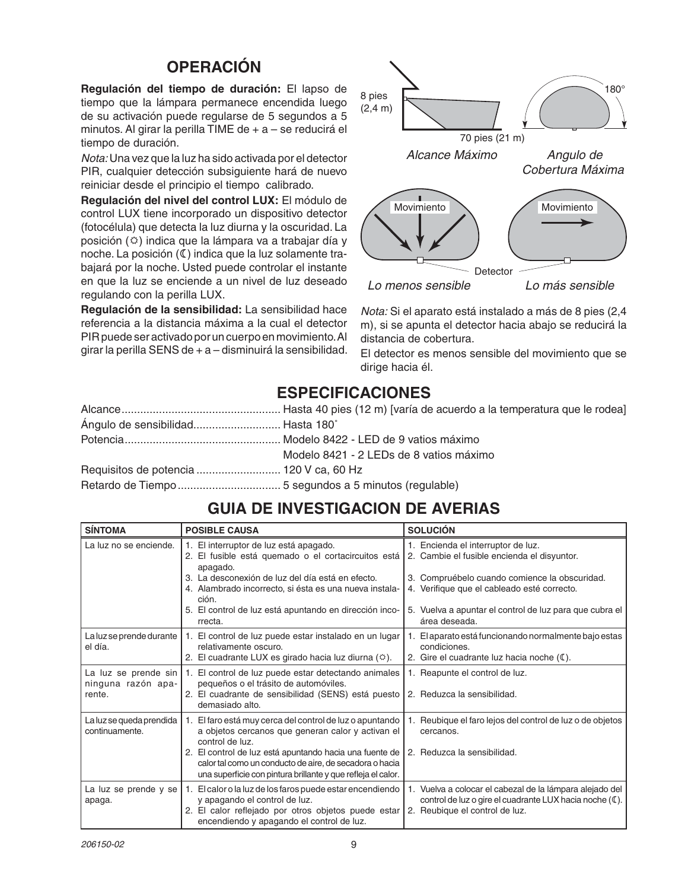## OPERACIÓN

**Regulación del tiempo de duración:** El lapso de tiempo que la lámpara permanece encendida luego de su activación puede regularse de 5 segundos a 5 minutos. Al girar la perilla TIME de + a – se reducirá el tiempo de duración.

*Nota:* Una vez que la luz ha sido activada por el detector PIR, cualquier detección subsiguiente hará de nuevo reiniciar desde el principio el tiempo calibrado.

**Regulación del nivel del control LUX:** El módulo de control LUX tiene incorporado un dispositivo detector (fotocélula) que detecta la luz diurna y la oscuridad. La posición (☼) indica que la lámpara va a trabajar día y noche. La posición (☾) indica que la luz solamente trabajará por la noche. Usted puede controlar el instante en que la luz se enciende a un nivel de luz deseado regulando con la perilla LUX.

**Regulación de la sensibilidad:** La sensibilidad hace referencia a la distancia máxima a la cual el detector PIR puede ser activado por un cuerpo en movimiento. Al girar la perilla SENS de + a – disminuirá la sensibilidad.

8 pies (2,4 m) — 70 pies (21 m) — 180°

*Alcance Máximo* — *Angulo de Cobertura Máxima*

Movimiento — Movimiento — Detector

*Lo menos sensible* — *Lo más sensible*

*Nota:* Si el aparato está instalado a más de 8 pies (2,4 m), si se apunta el detector hacia abajo se reducirá la distancia de cobertura.

El detector es menos sensible del movimiento que se dirige hacia él.

## ESPECIFICACIONES

| | |
|---|---|
| Alcance | Hasta 40 pies (12 m) [varía de acuerdo a la temperatura que le rodea] |
| Ángulo de sensibilidad | Hasta 180˚ |
| Potencia | Modelo 8422 - LED de 9 vatios máximo |
| | Modelo 8421 - 2 LEDs de 8 vatios máximo |
| Requisitos de potencia | 120 V ca, 60 Hz |
| Retardo de Tiempo | 5 segundos a 5 minutos (regulable) |

## GUIA DE INVESTIGACION DE AVERIAS

| SÍNTOMA | POSIBLE CAUSA | SOLUCIÓN |
|---|---|---|
| La luz no se enciende. | 1. El interruptor de luz está apagado.<br>2. El fusible está quemado o el cortacircuitos está apagado.<br>3. La desconexión de luz del día está en efecto.<br>4. Alambrado incorrecto, si ésta es una nueva instalación.<br>5. El control de luz está apuntando en dirección incorrecta. | 1. Encienda el interruptor de luz.<br>2. Cambie el fusible encienda el disyuntor.<br>3. Compruébelo cuando comience la obscuridad.<br>4. Verifique que el cableado esté correcto.<br>5. Vuelva a apuntar el control de luz para que cubra el área deseada. |
| La luz se prende durante el día. | 1. El control de luz puede estar instalado en un lugar relativamente oscuro.<br>2. El cuadrante LUX es girado hacia luz diurna (☼). | 1. El aparato está funcionando normalmente bajo estas condiciones.<br>2. Gire el cuadrante luz hacia noche (☾). |
| La luz se prende sin ninguna razón aparente. | 1. El control de luz puede estar detectando animales pequeños o el trásito de automóviles.<br>2. El cuadrante de sensibilidad (SENS) está puesto demasiado alto. | 1. Reapunte el control de luz.<br>2. Reduzca la sensibilidad. |
| La luz se queda prendida continuamente. | 1. El faro está muy cerca del control de luz o apuntando a objetos cercanos que generan calor y activan el control de luz.<br>2. El control de luz está apuntando hacia una fuente de calor tal como un conducto de aire, de secadora o hacia una superficie con pintura brillante y que refleja el calor. | 1. Reubique el faro lejos del control de luz o de objetos cercanos.<br>2. Reduzca la sensibilidad. |
| La luz se prende y se apaga. | 1. El calor o la luz de los faros puede estar encendiendo y apagando el control de luz.<br>2. El calor reflejado por otros objetos puede estar encendiendo y apagando el control de luz. | 1. Vuelva a colocar el cabezal de la lámpara alejado del control de luz o gire el cuadrante LUX hacia noche (☾).<br>2. Reubique el control de luz. |

206150-02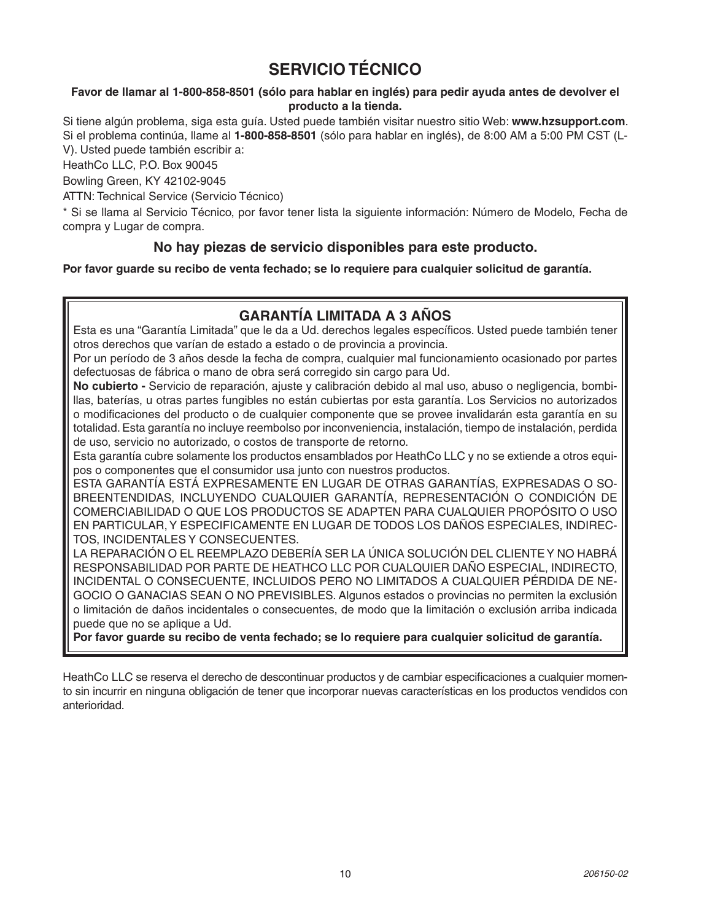# SERVICIO TÉCNICO

**Favor de llamar al 1-800-858-8501 (sólo para hablar en inglés) para pedir ayuda antes de devolver el producto a la tienda.**

Si tiene algún problema, siga esta guía. Usted puede también visitar nuestro sitio Web: **www.hzsupport.com**. Si el problema continúa, llame al **1-800-858-8501** (sólo para hablar en inglés), de 8:00 AM a 5:00 PM CST (L-V). Usted puede también escribir a:

HeathCo LLC, P.O. Box 90045

Bowling Green, KY 42102-9045

ATTN: Technical Service (Servicio Técnico)

* Si se llama al Servicio Técnico, por favor tener lista la siguiente información: Número de Modelo, Fecha de compra y Lugar de compra.

### No hay piezas de servicio disponibles para este producto.

**Por favor guarde su recibo de venta fechado; se lo requiere para cualquier solicitud de garantía.**

## GARANTÍA LIMITADA A 3 AÑOS

Esta es una "Garantía Limitada" que le da a Ud. derechos legales específicos. Usted puede también tener otros derechos que varían de estado a estado o de provincia a provincia.

Por un período de 3 años desde la fecha de compra, cualquier mal funcionamiento ocasionado por partes defectuosas de fábrica o mano de obra será corregido sin cargo para Ud.

**No cubierto -** Servicio de reparación, ajuste y calibración debido al mal uso, abuso o negligencia, bombillas, baterías, u otras partes fungibles no están cubiertas por esta garantía. Los Servicios no autorizados o modificaciones del producto o de cualquier componente que se provee invalidarán esta garantía en su totalidad. Esta garantía no incluye reembolso por inconveniencia, instalación, tiempo de instalación, perdida de uso, servicio no autorizado, o costos de transporte de retorno.

Esta garantía cubre solamente los productos ensamblados por HeathCo LLC y no se extiende a otros equipos o componentes que el consumidor usa junto con nuestros productos.

ESTA GARANTÍA ESTÁ EXPRESAMENTE EN LUGAR DE OTRAS GARANTÍAS, EXPRESADAS O SOBREENTENDIDAS, INCLUYENDO CUALQUIER GARANTÍA, REPRESENTACIÓN O CONDICIÓN DE COMERCIABILIDAD O QUE LOS PRODUCTOS SE ADAPTEN PARA CUALQUIER PROPÓSITO O USO EN PARTICULAR, Y ESPECIFICAMENTE EN LUGAR DE TODOS LOS DAÑOS ESPECIALES, INDIRECTOS, INCIDENTALES Y CONSECUENTES.

LA REPARACIÓN O EL REEMPLAZO DEBERÍA SER LA ÚNICA SOLUCIÓN DEL CLIENTE Y NO HABRÁ RESPONSABILIDAD POR PARTE DE HEATHCO LLC POR CUALQUIER DAÑO ESPECIAL, INDIRECTO, INCIDENTAL O CONSECUENTE, INCLUIDOS PERO NO LIMITADOS A CUALQUIER PÉRDIDA DE NEGOCIO O GANACIAS SEAN O NO PREVISIBLES. Algunos estados o provincias no permiten la exclusión o limitación de daños incidentales o consecuentes, de modo que la limitación o exclusión arriba indicada puede que no se aplique a Ud.

**Por favor guarde su recibo de venta fechado; se lo requiere para cualquier solicitud de garantía.**

HeathCo LLC se reserva el derecho de descontinuar productos y de cambiar especificaciones a cualquier momento sin incurrir en ninguna obligación de tener que incorporar nuevas características en los productos vendidos con anterioridad.

206150-02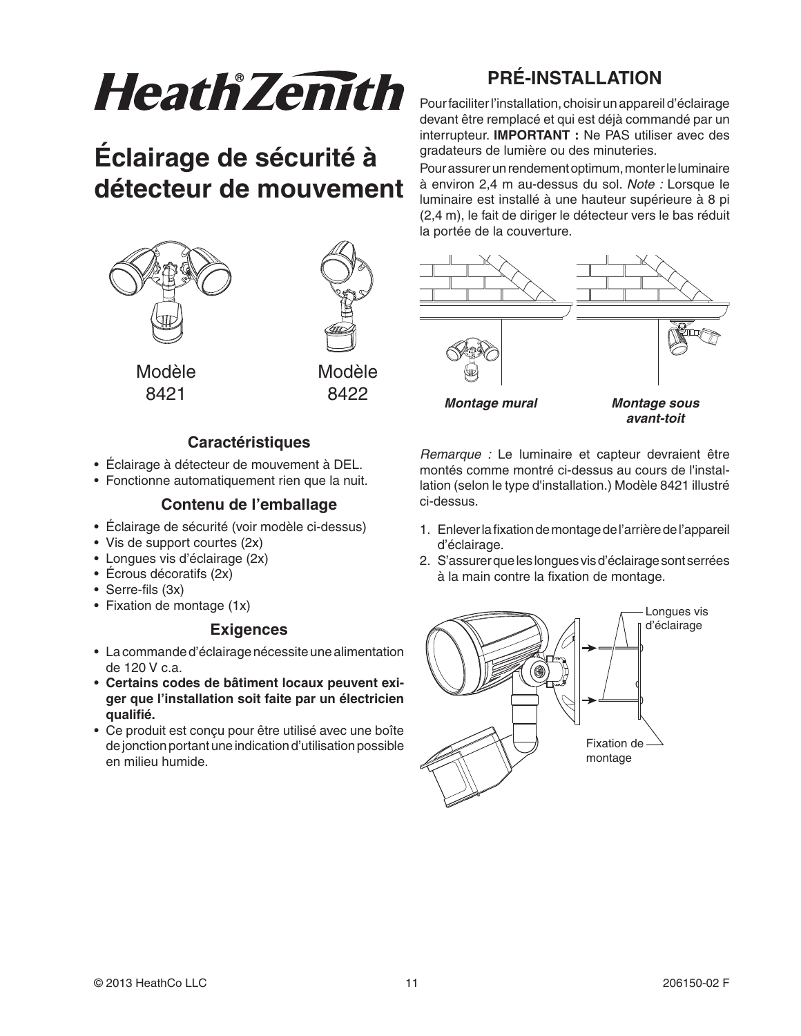# Heath® Zenith

# Éclairage de sécurité à détecteur de mouvement

Modèle 8421

Modèle 8422

### Caractéristiques

- Éclairage à détecteur de mouvement à DEL.
- Fonctionne automatiquement rien que la nuit.

### Contenu de l'emballage

- Éclairage de sécurité (voir modèle ci-dessus)
- Vis de support courtes (2x)
- Longues vis d'éclairage (2x)
- Écrous décoratifs (2x)
- Serre-fils (3x)
- Fixation de montage (1x)

### Exigences

- La commande d'éclairage nécessite une alimentation de 120 V c.a.
- **Certains codes de bâtiment locaux peuvent exiger que l'installation soit faite par un électricien qualifié.**
- Ce produit est conçu pour être utilisé avec une boîte de jonction portant une indication d'utilisation possible en milieu humide.

## PRÉ-INSTALLATION

Pour faciliter l'installation, choisir un appareil d'éclairage devant être remplacé et qui est déjà commandé par un interrupteur. **IMPORTANT :** Ne PAS utiliser avec des gradateurs de lumière ou des minuteries.

Pour assurer un rendement optimum, monter le luminaire à environ 2,4 m au-dessus du sol. *Note :* Lorsque le luminaire est installé à une hauteur supérieure à 8 pi (2,4 m), le fait de diriger le détecteur vers le bas réduit la portée de la couverture.

***Montage mural*** ***Montage sous avant-toit***

*Remarque :* Le luminaire et capteur devraient être montés comme montré ci-dessus au cours de l'installation (selon le type d'installation.) Modèle 8421 illustré ci-dessus.

1. Enlever la fixation de montage de l'arrière de l'appareil d'éclairage.
2. S'assurer que les longues vis d'éclairage sont serrées à la main contre la fixation de montage.

Longues vis d'éclairage

Fixation de montage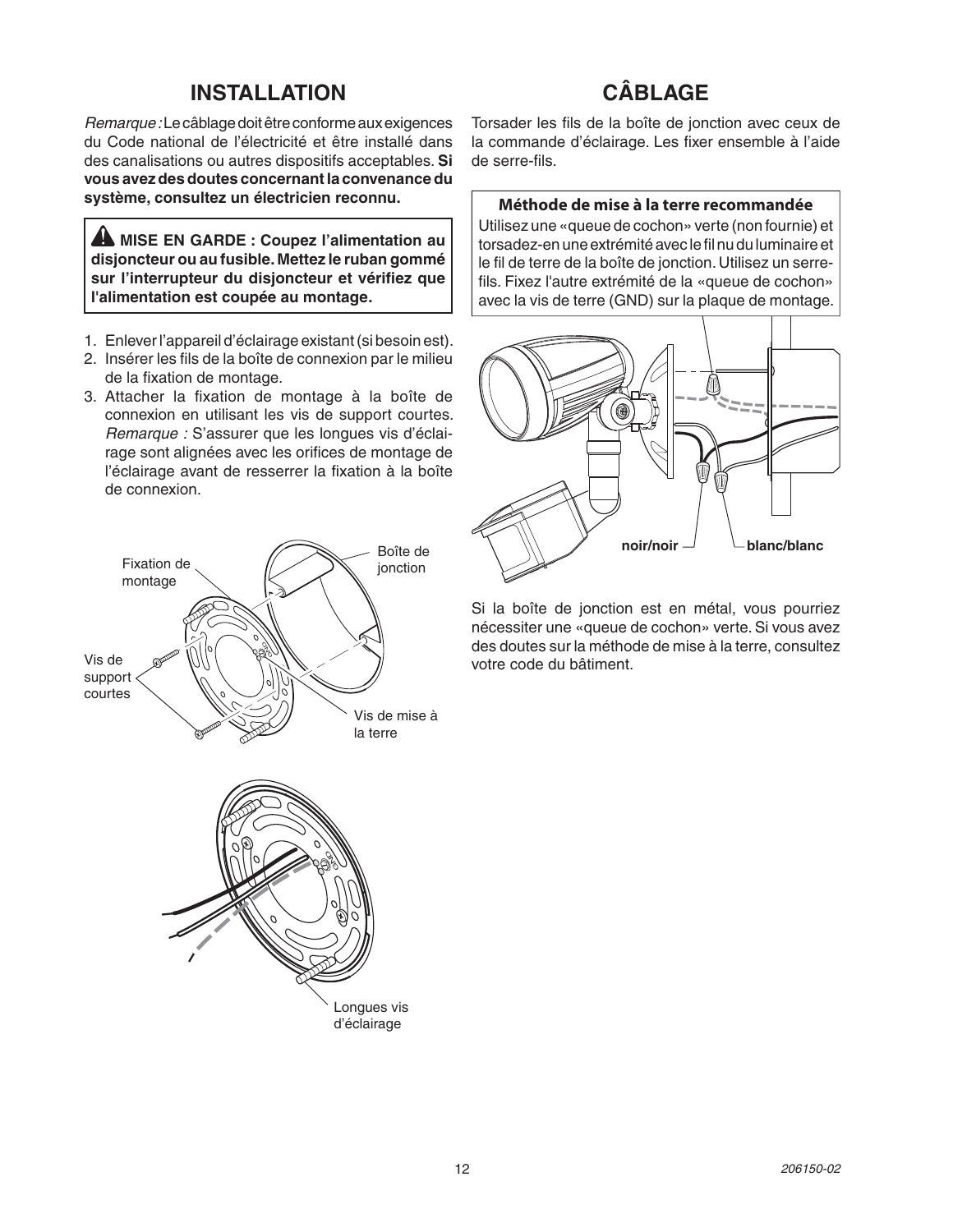## INSTALLATION

*Remarque :* Le câblage doit être conforme aux exigences du Code national de l'électricité et être installé dans des canalisations ou autres dispositifs acceptables. **Si vous avez des doutes concernant la convenance du système, consultez un électricien reconnu.**

> ⚠ **MISE EN GARDE : Coupez l'alimentation au disjoncteur ou au fusible. Mettez le ruban gommé sur l'interrupteur du disjoncteur et vérifiez que l'alimentation est coupée au montage.**

1. Enlever l'appareil d'éclairage existant (si besoin est).
2. Insérer les fils de la boîte de connexion par le milieu de la fixation de montage.
3. Attacher la fixation de montage à la boîte de connexion en utilisant les vis de support courtes. *Remarque :* S'assurer que les longues vis d'éclairage sont alignées avec les orifices de montage de l'éclairage avant de resserrer la fixation à la boîte de connexion.

Fixation de montage

Boîte de jonction

Vis de support courtes

Vis de mise à la terre

Longues vis d'éclairage

## CÂBLAGE

Torsader les fils de la boîte de jonction avec ceux de la commande d'éclairage. Les fixer ensemble à l'aide de serre-fils.

**Méthode de mise à la terre recommandée**

Utilisez une «queue de cochon» verte (non fournie) et torsadez-en une extrémité avec le fil nu du luminaire et le fil de terre de la boîte de jonction. Utilisez un serre-fils. Fixez l'autre extrémité de la «queue de cochon» avec la vis de terre (GND) sur la plaque de montage.

**noir/noir**

**blanc/blanc**

Si la boîte de jonction est en métal, vous pourriez nécessiter une «queue de cochon» verte. Si vous avez des doutes sur la méthode de mise à la terre, consultez votre code du bâtiment.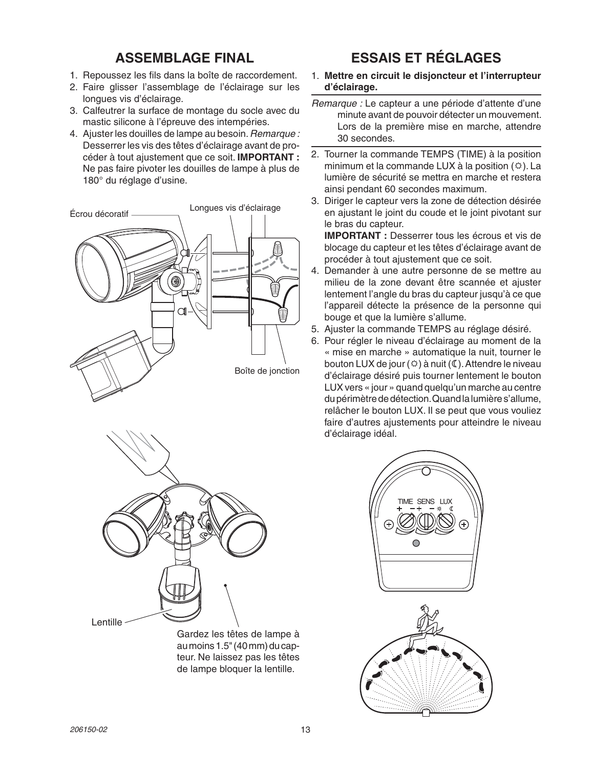## ASSEMBLAGE FINAL

1. Repoussez les fils dans la boîte de raccordement.
2. Faire glisser l'assemblage de l'éclairage sur les longues vis d'éclairage.
3. Calfeutrer la surface de montage du socle avec du mastic silicone à l'épreuve des intempéries.
4. Ajuster les douilles de lampe au besoin. *Remarque :* Desserrer les vis des têtes d'éclairage avant de procéder à tout ajustement que ce soit. **IMPORTANT :** Ne pas faire pivoter les douilles de lampe à plus de 180° du réglage d'usine.

Écrou décoratif

Longues vis d'éclairage

Boîte de jonction

Lentille

Gardez les têtes de lampe à au moins 1.5" (40 mm) du capteur. Ne laissez pas les têtes de lampe bloquer la lentille.

## ESSAIS ET RÉGLAGES

1. **Mettre en circuit le disjoncteur et l'interrupteur d'éclairage.**

*Remarque :* Le capteur a une période d'attente d'une minute avant de pouvoir détecter un mouvement. Lors de la première mise en marche, attendre 30 secondes.

2. Tourner la commande TEMPS (TIME) à la position minimum et la commande LUX à la position (☼). La lumière de sécurité se mettra en marche et restera ainsi pendant 60 secondes maximum.
3. Diriger le capteur vers la zone de détection désirée en ajustant le joint du coude et le joint pivotant sur le bras du capteur.
   **IMPORTANT :** Desserrer tous les écrous et vis de blocage du capteur et les têtes d'éclairage avant de procéder à tout ajustement que ce soit.
4. Demander à une autre personne de se mettre au milieu de la zone devant être scannée et ajuster lentement l'angle du bras du capteur jusqu'à ce que l'appareil détecte la présence de la personne qui bouge et que la lumière s'allume.
5. Ajuster la commande TEMPS au réglage désiré.
6. Pour régler le niveau d'éclairage au moment de la « mise en marche » automatique la nuit, tourner le bouton LUX de jour (☼) à nuit (☾). Attendre le niveau d'éclairage désiré puis tourner lentement le bouton LUX vers « jour » quand quelqu'un marche au centre du périmètre de détection. Quand la lumière s'allume, relâcher le bouton LUX. Il se peut que vous vouliez faire d'autres ajustements pour atteindre le niveau d'éclairage idéal.

TIME SENS LUX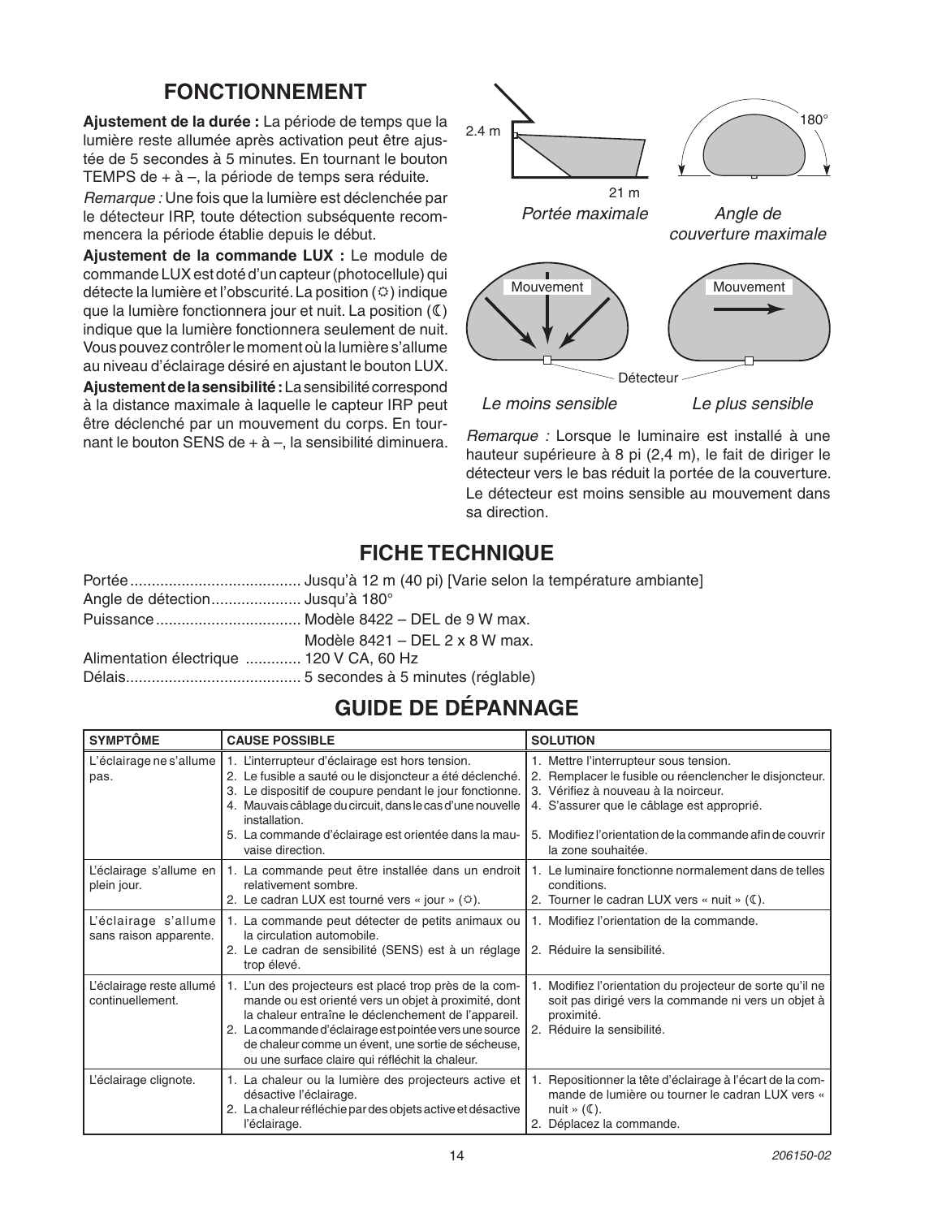## FONCTIONNEMENT

**Ajustement de la durée :** La période de temps que la lumière reste allumée après activation peut être ajustée de 5 secondes à 5 minutes. En tournant le bouton TEMPS de + à –, la période de temps sera réduite.

*Remarque :* Une fois que la lumière est déclenchée par le détecteur IRP, toute détection subséquente recommencera la période établie depuis le début.

**Ajustement de la commande LUX :** Le module de commande LUX est doté d'un capteur (photocellule) qui détecte la lumière et l'obscurité. La position (☼) indique que la lumière fonctionnera jour et nuit. La position (☾) indique que la lumière fonctionnera seulement de nuit. Vous pouvez contrôler le moment où la lumière s'allume au niveau d'éclairage désiré en ajustant le bouton LUX.

**Ajustement de la sensibilité :** La sensibilité correspond à la distance maximale à laquelle le capteur IRP peut être déclenché par un mouvement du corps. En tournant le bouton SENS de + à –, la sensibilité diminuera.

2.4 m — 21 m

*Portée maximale*

180°

*Angle de couverture maximale*

Mouvement — Mouvement — Détecteur

*Le moins sensible* — *Le plus sensible*

*Remarque :* Lorsque le luminaire est installé à une hauteur supérieure à 8 pi (2,4 m), le fait de diriger le détecteur vers le bas réduit la portée de la couverture. Le détecteur est moins sensible au mouvement dans sa direction.

## FICHE TECHNIQUE

Portée........................................ Jusqu'à 12 m (40 pi) [Varie selon la température ambiante]
Angle de détection..................... Jusqu'à 180°
Puissance.................................. Modèle 8422 – DEL de 9 W max.
Modèle 8421 – DEL 2 x 8 W max.
Alimentation électrique ............. 120 V CA, 60 Hz
Délais......................................... 5 secondes à 5 minutes (réglable)

## GUIDE DE DÉPANNAGE

| SYMPTÔME | CAUSE POSSIBLE | SOLUTION |
|---|---|---|
| L'éclairage ne s'allume pas. | 1. L'interrupteur d'éclairage est hors tension.<br>2. Le fusible a sauté ou le disjoncteur a été déclenché.<br>3. Le dispositif de coupure pendant le jour fonctionne.<br>4. Mauvais câblage du circuit, dans le cas d'une nouvelle installation.<br>5. La commande d'éclairage est orientée dans la mauvaise direction. | 1. Mettre l'interrupteur sous tension.<br>2. Remplacer le fusible ou réenclencher le disjoncteur.<br>3. Vérifiez à nouveau à la noirceur.<br>4. S'assurer que le câblage est approprié.<br>5. Modifiez l'orientation de la commande afin de couvrir la zone souhaitée. |
| L'éclairage s'allume en plein jour. | 1. La commande peut être installée dans un endroit relativement sombre.<br>2. Le cadran LUX est tourné vers « jour » (☼). | 1. Le luminaire fonctionne normalement dans de telles conditions.<br>2. Tourner le cadran LUX vers « nuit » (☾). |
| L'éclairage s'allume sans raison apparente. | 1. La commande peut détecter de petits animaux ou la circulation automobile.<br>2. Le cadran de sensibilité (SENS) est à un réglage trop élevé. | 1. Modifiez l'orientation de la commande.<br>2. Réduire la sensibilité. |
| L'éclairage reste allumé continuellement. | 1. L'un des projecteurs est placé trop près de la commande ou est orienté vers un objet à proximité, dont la chaleur entraîne le déclenchement de l'appareil.<br>2. La commande d'éclairage est pointée vers une source de chaleur comme un évent, une sortie de sécheuse, ou une surface claire qui réfléchit la chaleur. | 1. Modifiez l'orientation du projecteur de sorte qu'il ne soit pas dirigé vers la commande ni vers un objet à proximité.<br>2. Réduire la sensibilité. |
| L'éclairage clignote. | 1. La chaleur ou la lumière des projecteurs active et désactive l'éclairage.<br>2. La chaleur réfléchie par des objets active et désactive l'éclairage. | 1. Repositionner la tête d'éclairage à l'écart de la commande de lumière ou tourner le cadran LUX vers « nuit » (☾).<br>2. Déplacez la commande. |

206150-02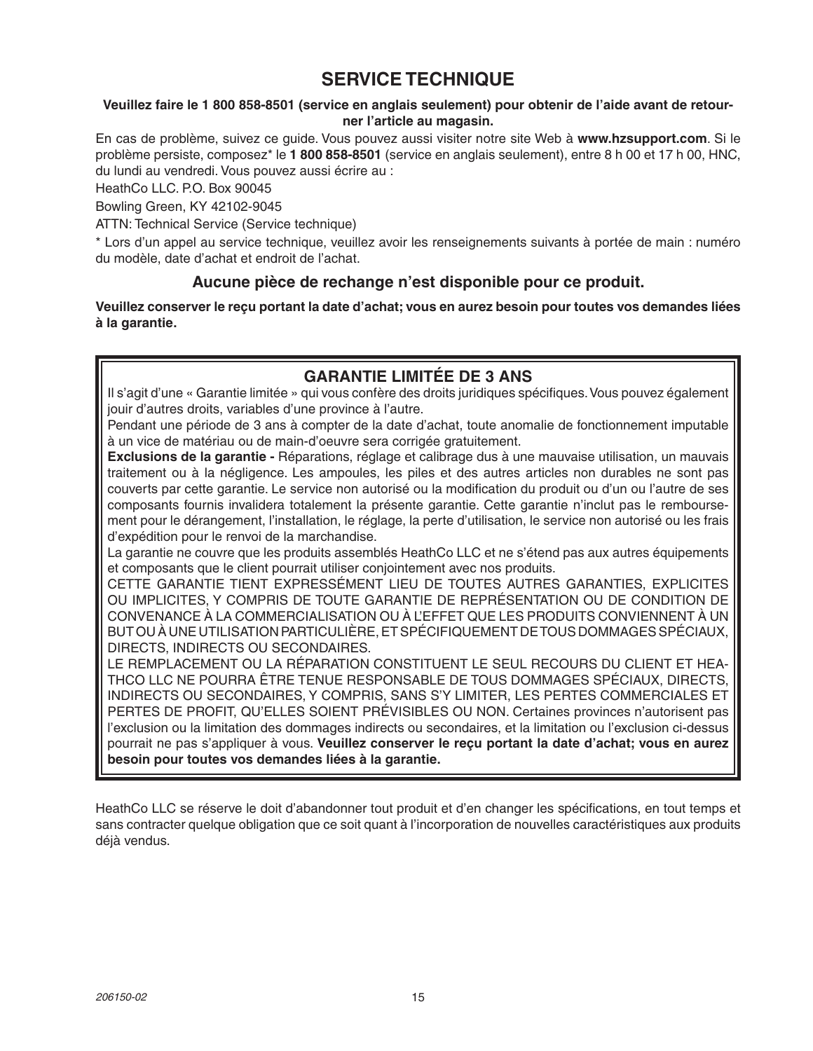# SERVICE TECHNIQUE

**Veuillez faire le 1 800 858-8501 (service en anglais seulement) pour obtenir de l'aide avant de retourner l'article au magasin.**

En cas de problème, suivez ce guide. Vous pouvez aussi visiter notre site Web à **www.hzsupport.com**. Si le problème persiste, composez* le **1 800 858-8501** (service en anglais seulement), entre 8 h 00 et 17 h 00, HNC, du lundi au vendredi. Vous pouvez aussi écrire au :

HeathCo LLC. P.O. Box 90045

Bowling Green, KY 42102-9045

ATTN: Technical Service (Service technique)

* Lors d'un appel au service technique, veuillez avoir les renseignements suivants à portée de main : numéro du modèle, date d'achat et endroit de l'achat.

## Aucune pièce de rechange n'est disponible pour ce produit.

**Veuillez conserver le reçu portant la date d'achat; vous en aurez besoin pour toutes vos demandes liées à la garantie.**

## GARANTIE LIMITÉE DE 3 ANS

Il s'agit d'une « Garantie limitée » qui vous confère des droits juridiques spécifiques. Vous pouvez également jouir d'autres droits, variables d'une province à l'autre.

Pendant une période de 3 ans à compter de la date d'achat, toute anomalie de fonctionnement imputable à un vice de matériau ou de main-d'oeuvre sera corrigée gratuitement.

**Exclusions de la garantie -** Réparations, réglage et calibrage dus à une mauvaise utilisation, un mauvais traitement ou à la négligence. Les ampoules, les piles et des autres articles non durables ne sont pas couverts par cette garantie. Le service non autorisé ou la modification du produit ou d'un ou l'autre de ses composants fournis invalidera totalement la présente garantie. Cette garantie n'inclut pas le remboursement pour le dérangement, l'installation, le réglage, la perte d'utilisation, le service non autorisé ou les frais d'expédition pour le renvoi de la marchandise.

La garantie ne couvre que les produits assemblés HeathCo LLC et ne s'étend pas aux autres équipements et composants que le client pourrait utiliser conjointement avec nos produits.

CETTE GARANTIE TIENT EXPRESSÉMENT LIEU DE TOUTES AUTRES GARANTIES, EXPLICITES OU IMPLICITES, Y COMPRIS DE TOUTE GARANTIE DE REPRÉSENTATION OU DE CONDITION DE CONVENANCE À LA COMMERCIALISATION OU À L'EFFET QUE LES PRODUITS CONVIENNENT À UN BUT OU À UNE UTILISATION PARTICULIÈRE, ET SPÉCIFIQUEMENT DE TOUS DOMMAGES SPÉCIAUX, DIRECTS, INDIRECTS OU SECONDAIRES.

LE REMPLACEMENT OU LA RÉPARATION CONSTITUENT LE SEUL RECOURS DU CLIENT ET HEATHCO LLC NE POURRA ÊTRE TENUE RESPONSABLE DE TOUS DOMMAGES SPÉCIAUX, DIRECTS, INDIRECTS OU SECONDAIRES, Y COMPRIS, SANS S'Y LIMITER, LES PERTES COMMERCIALES ET PERTES DE PROFIT, QU'ELLES SOIENT PRÉVISIBLES OU NON. Certaines provinces n'autorisent pas l'exclusion ou la limitation des dommages indirects ou secondaires, et la limitation ou l'exclusion ci-dessus pourrait ne pas s'appliquer à vous. **Veuillez conserver le reçu portant la date d'achat; vous en aurez besoin pour toutes vos demandes liées à la garantie.**

HeathCo LLC se réserve le doit d'abandonner tout produit et d'en changer les spécifications, en tout temps et sans contracter quelque obligation que ce soit quant à l'incorporation de nouvelles caractéristiques aux produits déjà vendus.

*206150-02*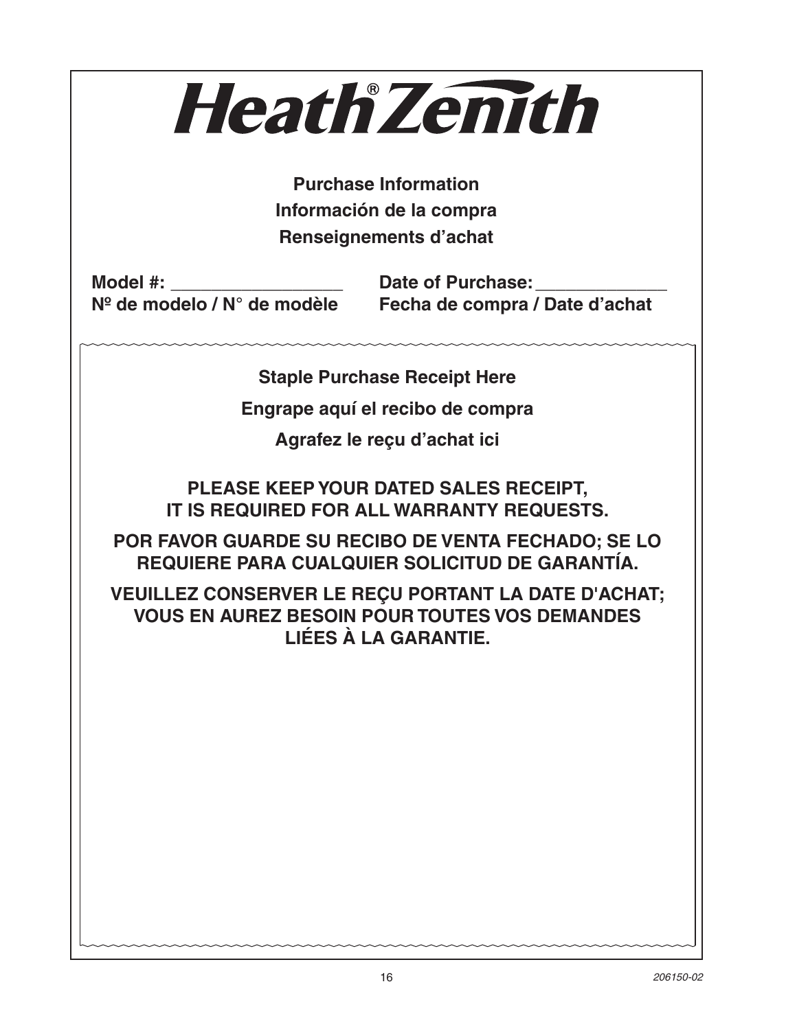# Heath® Zenith

**Purchase Information**

**Información de la compra**

**Renseignements d'achat**

**Model #:** __________________ **Date of Purchase:** ______________

**Nº de modelo / N° de modèle** **Fecha de compra / Date d'achat**

**Staple Purchase Receipt Here**

**Engrape aquí el recibo de compra**

**Agrafez le reçu d'achat ici**

**PLEASE KEEP YOUR DATED SALES RECEIPT, IT IS REQUIRED FOR ALL WARRANTY REQUESTS.**

**POR FAVOR GUARDE SU RECIBO DE VENTA FECHADO; SE LO REQUIERE PARA CUALQUIER SOLICITUD DE GARANTÍA.**

**VEUILLEZ CONSERVER LE REÇU PORTANT LA DATE D'ACHAT; VOUS EN AUREZ BESOIN POUR TOUTES VOS DEMANDES LIÉES À LA GARANTIE.**

*206150-02*